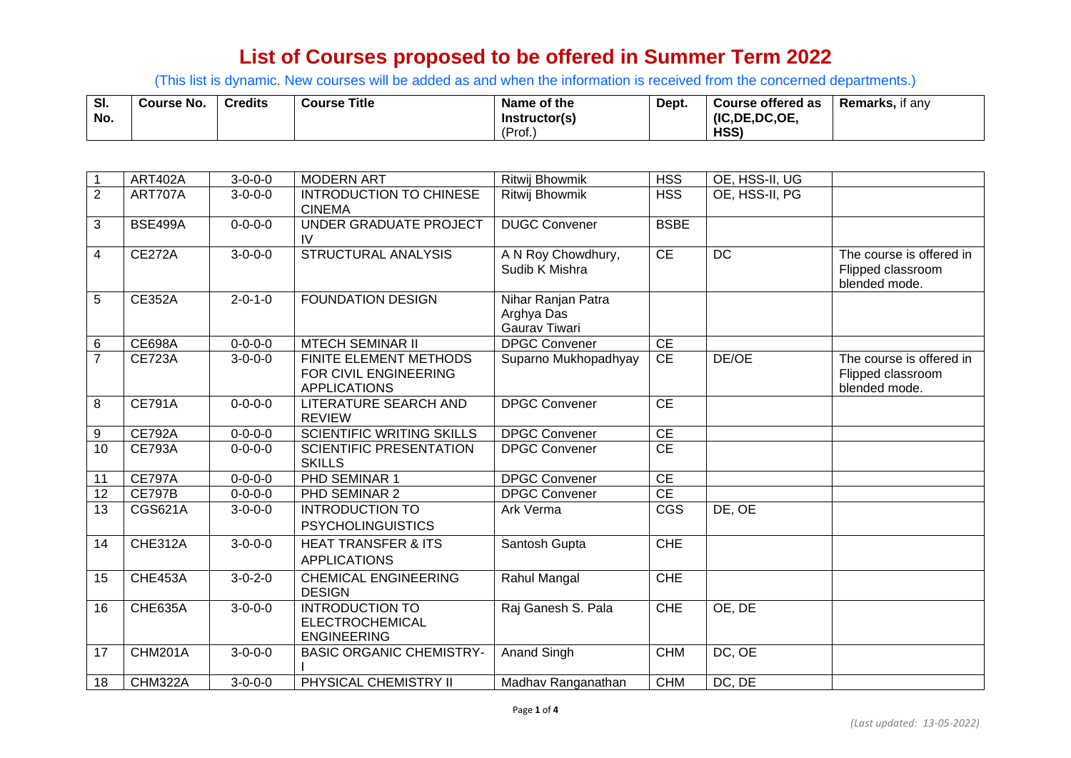# List of Courses proposed to be offered in Summer Term 2022

(This list is dynamic. New courses will be added as and when the information is received from the concerned departments.)

| Sl. No. | Course No. | Credits | Course Title | Name of the Instructor(s) (Prof.) | Dept. | Course offered as (IC,DE,DC,OE, HSS) | Remarks, if any |
|---|---|---|---|---|---|---|---|
| 1 | ART402A | 3-0-0-0 | MODERN ART | Ritwij Bhowmik | HSS | OE, HSS-II, UG | |
| 2 | ART707A | 3-0-0-0 | INTRODUCTION TO CHINESE CINEMA | Ritwij Bhowmik | HSS | OE, HSS-II, PG | |
| 3 | BSE499A | 0-0-0-0 | UNDER GRADUATE PROJECT IV | DUGC Convener | BSBE | | |
| 4 | CE272A | 3-0-0-0 | STRUCTURAL ANALYSIS | A N Roy Chowdhury, Sudib K Mishra | CE | DC | The course is offered in Flipped classroom blended mode. |
| 5 | CE352A | 2-0-1-0 | FOUNDATION DESIGN | Nihar Ranjan Patra, Arghya Das, Gaurav Tiwari | | | |
| 6 | CE698A | 0-0-0-0 | MTECH SEMINAR II | DPGC Convener | CE | | |
| 7 | CE723A | 3-0-0-0 | FINITE ELEMENT METHODS FOR CIVIL ENGINEERING APPLICATIONS | Suparno Mukhopadhyay | CE | DE/OE | The course is offered in Flipped classroom blended mode. |
| 8 | CE791A | 0-0-0-0 | LITERATURE SEARCH AND REVIEW | DPGC Convener | CE | | |
| 9 | CE792A | 0-0-0-0 | SCIENTIFIC WRITING SKILLS | DPGC Convener | CE | | |
| 10 | CE793A | 0-0-0-0 | SCIENTIFIC PRESENTATION SKILLS | DPGC Convener | CE | | |
| 11 | CE797A | 0-0-0-0 | PHD SEMINAR 1 | DPGC Convener | CE | | |
| 12 | CE797B | 0-0-0-0 | PHD SEMINAR 2 | DPGC Convener | CE | | |
| 13 | CGS621A | 3-0-0-0 | INTRODUCTION TO PSYCHOLINGUISTICS | Ark Verma | CGS | DE, OE | |
| 14 | CHE312A | 3-0-0-0 | HEAT TRANSFER & ITS APPLICATIONS | Santosh Gupta | CHE | | |
| 15 | CHE453A | 3-0-2-0 | CHEMICAL ENGINEERING DESIGN | Rahul Mangal | CHE | | |
| 16 | CHE635A | 3-0-0-0 | INTRODUCTION TO ELECTROCHEMICAL ENGINEERING | Raj Ganesh S. Pala | CHE | OE, DE | |
| 17 | CHM201A | 3-0-0-0 | BASIC ORGANIC CHEMISTRY-I | Anand Singh | CHM | DC, OE | |
| 18 | CHM322A | 3-0-0-0 | PHYSICAL CHEMISTRY II | Madhav Ranganathan | CHM | DC, DE | |

*(Last updated: 13-05-2022)*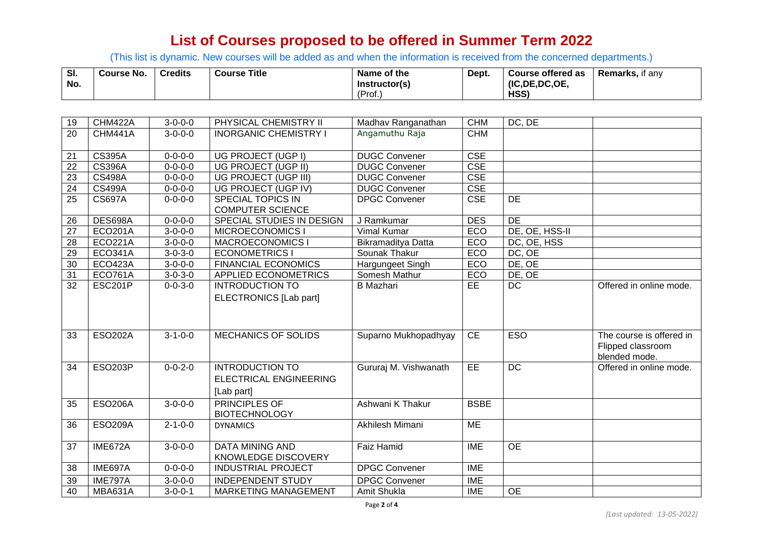# List of Courses proposed to be offered in Summer Term 2022

(This list is dynamic. New courses will be added as and when the information is received from the concerned departments.)

| Sl. No. | Course No. | Credits | Course Title | Name of the Instructor(s) (Prof.) | Dept. | Course offered as (IC,DE,DC,OE, HSS) | Remarks, if any |
|---|---|---|---|---|---|---|---|
| 19 | CHM422A | 3-0-0-0 | PHYSICAL CHEMISTRY II | Madhav Ranganathan | CHM | DC, DE | |
| 20 | CHM441A | 3-0-0-0 | INORGANIC CHEMISTRY I | Angamuthu Raja | CHM | | |
| 21 | CS395A | 0-0-0-0 | UG PROJECT (UGP I) | DUGC Convener | CSE | | |
| 22 | CS396A | 0-0-0-0 | UG PROJECT (UGP II) | DUGC Convener | CSE | | |
| 23 | CS498A | 0-0-0-0 | UG PROJECT (UGP III) | DUGC Convener | CSE | | |
| 24 | CS499A | 0-0-0-0 | UG PROJECT (UGP IV) | DUGC Convener | CSE | | |
| 25 | CS697A | 0-0-0-0 | SPECIAL TOPICS IN COMPUTER SCIENCE | DPGC Convener | CSE | DE | |
| 26 | DES698A | 0-0-0-0 | SPECIAL STUDIES IN DESIGN | J Ramkumar | DES | DE | |
| 27 | ECO201A | 3-0-0-0 | MICROECONOMICS I | Vimal Kumar | ECO | DE, OE, HSS-II | |
| 28 | ECO221A | 3-0-0-0 | MACROECONOMICS I | Bikramaditya Datta | ECO | DC, OE, HSS | |
| 29 | ECO341A | 3-0-3-0 | ECONOMETRICS I | Sounak Thakur | ECO | DC, OE | |
| 30 | ECO423A | 3-0-0-0 | FINANCIAL ECONOMICS | Hargungeet Singh | ECO | DE, OE | |
| 31 | ECO761A | 3-0-3-0 | APPLIED ECONOMETRICS | Somesh Mathur | ECO | DE, OE | |
| 32 | ESC201P | 0-0-3-0 | INTRODUCTION TO ELECTRONICS [Lab part] | B Mazhari | EE | DC | Offered in online mode. |
| 33 | ESO202A | 3-1-0-0 | MECHANICS OF SOLIDS | Suparno Mukhopadhyay | CE | ESO | The course is offered in Flipped classroom blended mode. |
| 34 | ESO203P | 0-0-2-0 | INTRODUCTION TO ELECTRICAL ENGINEERING [Lab part] | Gururaj M. Vishwanath | EE | DC | Offered in online mode. |
| 35 | ESO206A | 3-0-0-0 | PRINCIPLES OF BIOTECHNOLOGY | Ashwani K Thakur | BSBE | | |
| 36 | ESO209A | 2-1-0-0 | DYNAMICS | Akhilesh Mimani | ME | | |
| 37 | IME672A | 3-0-0-0 | DATA MINING AND KNOWLEDGE DISCOVERY | Faiz Hamid | IME | OE | |
| 38 | IME697A | 0-0-0-0 | INDUSTRIAL PROJECT | DPGC Convener | IME | | |
| 39 | IME797A | 3-0-0-0 | INDEPENDENT STUDY | DPGC Convener | IME | | |
| 40 | MBA631A | 3-0-0-1 | MARKETING MANAGEMENT | Amit Shukla | IME | OE | |

*(Last updated: 13-05-2022)*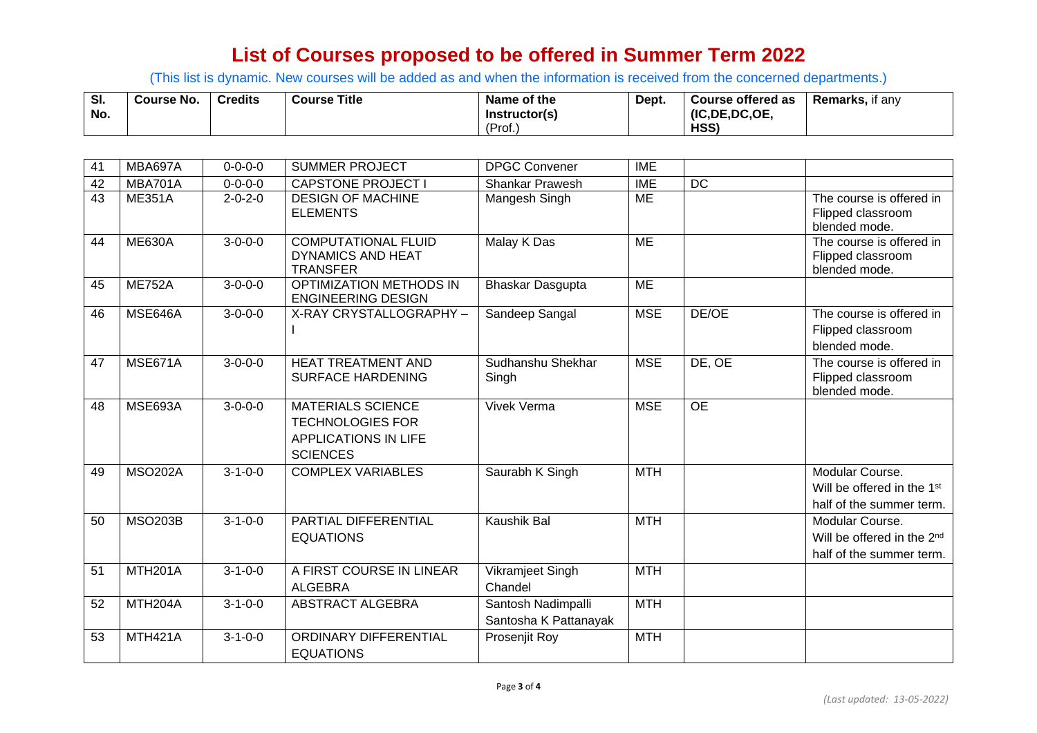# List of Courses proposed to be offered in Summer Term 2022

(This list is dynamic. New courses will be added as and when the information is received from the concerned departments.)

| Sl. No. | Course No. | Credits | Course Title | Name of the Instructor(s) (Prof.) | Dept. | Course offered as (IC,DE,DC,OE, HSS) | Remarks, if any |
|---|---|---|---|---|---|---|---|
| 41 | MBA697A | 0-0-0-0 | SUMMER PROJECT | DPGC Convener | IME | | |
| 42 | MBA701A | 0-0-0-0 | CAPSTONE PROJECT I | Shankar Prawesh | IME | DC | |
| 43 | ME351A | 2-0-2-0 | DESIGN OF MACHINE ELEMENTS | Mangesh Singh | ME | | The course is offered in Flipped classroom blended mode. |
| 44 | ME630A | 3-0-0-0 | COMPUTATIONAL FLUID DYNAMICS AND HEAT TRANSFER | Malay K Das | ME | | The course is offered in Flipped classroom blended mode. |
| 45 | ME752A | 3-0-0-0 | OPTIMIZATION METHODS IN ENGINEERING DESIGN | Bhaskar Dasgupta | ME | | |
| 46 | MSE646A | 3-0-0-0 | X-RAY CRYSTALLOGRAPHY – I | Sandeep Sangal | MSE | DE/OE | The course is offered in Flipped classroom blended mode. |
| 47 | MSE671A | 3-0-0-0 | HEAT TREATMENT AND SURFACE HARDENING | Sudhanshu Shekhar Singh | MSE | DE, OE | The course is offered in Flipped classroom blended mode. |
| 48 | MSE693A | 3-0-0-0 | MATERIALS SCIENCE TECHNOLOGIES FOR APPLICATIONS IN LIFE SCIENCES | Vivek Verma | MSE | OE | |
| 49 | MSO202A | 3-1-0-0 | COMPLEX VARIABLES | Saurabh K Singh | MTH | | Modular Course. Will be offered in the 1st half of the summer term. |
| 50 | MSO203B | 3-1-0-0 | PARTIAL DIFFERENTIAL EQUATIONS | Kaushik Bal | MTH | | Modular Course. Will be offered in the 2nd half of the summer term. |
| 51 | MTH201A | 3-1-0-0 | A FIRST COURSE IN LINEAR ALGEBRA | Vikramjeet Singh Chandel | MTH | | |
| 52 | MTH204A | 3-1-0-0 | ABSTRACT ALGEBRA | Santosh Nadimpalli Santosha K Pattanayak | MTH | | |
| 53 | MTH421A | 3-1-0-0 | ORDINARY DIFFERENTIAL EQUATIONS | Prosenjit Roy | MTH | | |

*(Last updated: 13-05-2022)*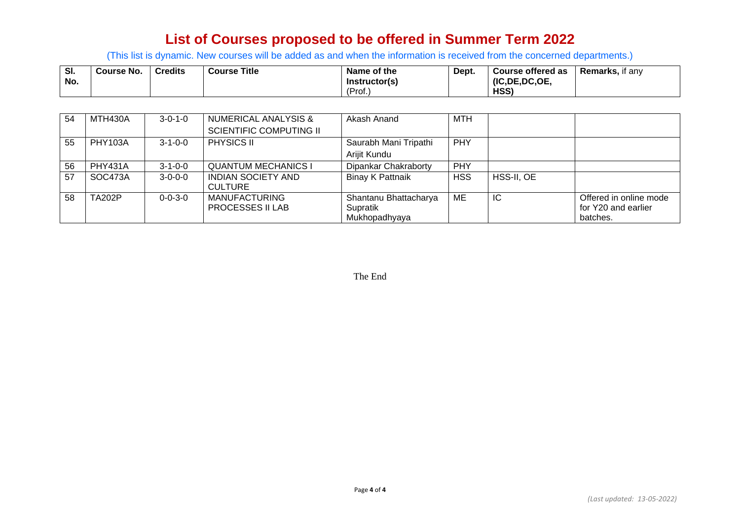# List of Courses proposed to be offered in Summer Term 2022

(This list is dynamic. New courses will be added as and when the information is received from the concerned departments.)

| Sl. No. | Course No. | Credits | Course Title | Name of the Instructor(s) (Prof.) | Dept. | Course offered as (IC,DE,DC,OE, HSS) | Remarks, if any |
|---|---|---|---|---|---|---|---|
| 54 | MTH430A | 3-0-1-0 | NUMERICAL ANALYSIS & SCIENTIFIC COMPUTING II | Akash Anand | MTH | | |
| 55 | PHY103A | 3-1-0-0 | PHYSICS II | Saurabh Mani Tripathi Arijit Kundu | PHY | | |
| 56 | PHY431A | 3-1-0-0 | QUANTUM MECHANICS I | Dipankar Chakraborty | PHY | | |
| 57 | SOC473A | 3-0-0-0 | INDIAN SOCIETY AND CULTURE | Binay K Pattnaik | HSS | HSS-II, OE | |
| 58 | TA202P | 0-0-3-0 | MANUFACTURING PROCESSES II LAB | Shantanu Bhattacharya Supratik Mukhopadhyaya | ME | IC | Offered in online mode for Y20 and earlier batches. |

The End

*(Last updated: 13-05-2022)*